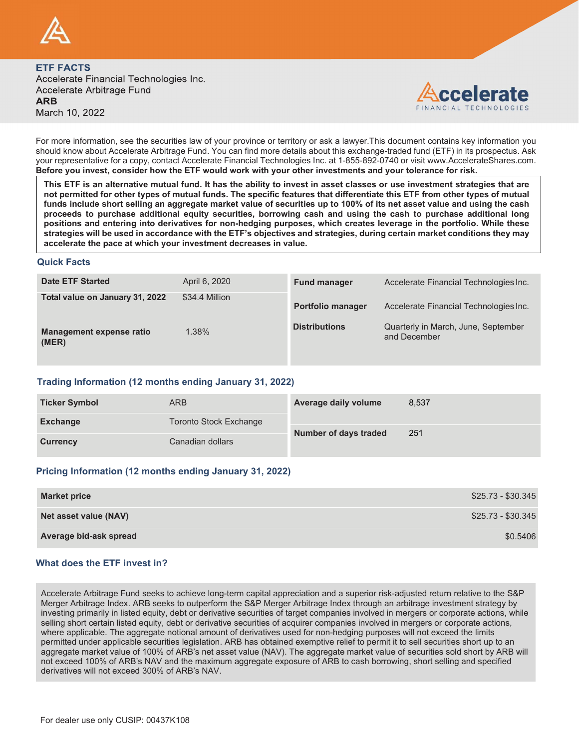**ETF FACTS**
Accelerate Financial Technologies Inc.
Accelerate Arbitrage Fund
**ARB**
March 10, 2022

For more information, see the securities law of your province or territory or ask a lawyer.This document contains key information you should know about Accelerate Arbitrage Fund. You can find more details about this exchange-traded fund (ETF) in its prospectus. Ask your representative for a copy, contact Accelerate Financial Technologies Inc. at 1-855-892-0740 or visit www.AccelerateShares.com.
**Before you invest, consider how the ETF would work with your other investments and your tolerance for risk.**

**This ETF is an alternative mutual fund. It has the ability to invest in asset classes or use investment strategies that are not permitted for other types of mutual funds. The specific features that differentiate this ETF from other types of mutual funds include short selling an aggregate market value of securities up to 100% of its net asset value and using the cash proceeds to purchase additional equity securities, borrowing cash and using the cash to purchase additional long positions and entering into derivatives for non-hedging purposes, which creates leverage in the portfolio. While these strategies will be used in accordance with the ETF's objectives and strategies, during certain market conditions they may accelerate the pace at which your investment decreases in value.**

## Quick Facts

| | | | |
|---|---|---|---|
| **Date ETF Started** | April 6, 2020 | **Fund manager** | Accelerate Financial Technologies Inc. |
| **Total value on January 31, 2022** | $34.4 Million | **Portfolio manager** | Accelerate Financial Technologies Inc. |
| **Management expense ratio (MER)** | 1.38% | **Distributions** | Quarterly in March, June, September and December |

## Trading Information (12 months ending January 31, 2022)

| | | | |
|---|---|---|---|
| **Ticker Symbol** | ARB | **Average daily volume** | 8,537 |
| **Exchange** | Toronto Stock Exchange | **Number of days traded** | 251 |
| **Currency** | Canadian dollars | | |

## Pricing Information (12 months ending January 31, 2022)

| | |
|---|---|
| **Market price** | $25.73 - $30.345 |
| **Net asset value (NAV)** | $25.73 - $30.345 |
| **Average bid-ask spread** | $0.5406 |

## What does the ETF invest in?

Accelerate Arbitrage Fund seeks to achieve long-term capital appreciation and a superior risk-adjusted return relative to the S&P Merger Arbitrage Index. ARB seeks to outperform the S&P Merger Arbitrage Index through an arbitrage investment strategy by investing primarily in listed equity, debt or derivative securities of target companies involved in mergers or corporate actions, while selling short certain listed equity, debt or derivative securities of acquirer companies involved in mergers or corporate actions, where applicable. The aggregate notional amount of derivatives used for non-hedging purposes will not exceed the limits permitted under applicable securities legislation. ARB has obtained exemptive relief to permit it to sell securities short up to an aggregate market value of 100% of ARB's net asset value (NAV). The aggregate market value of securities sold short by ARB will not exceed 100% of ARB's NAV and the maximum aggregate exposure of ARB to cash borrowing, short selling and specified derivatives will not exceed 300% of ARB's NAV.

For dealer use only CUSIP: 00437K108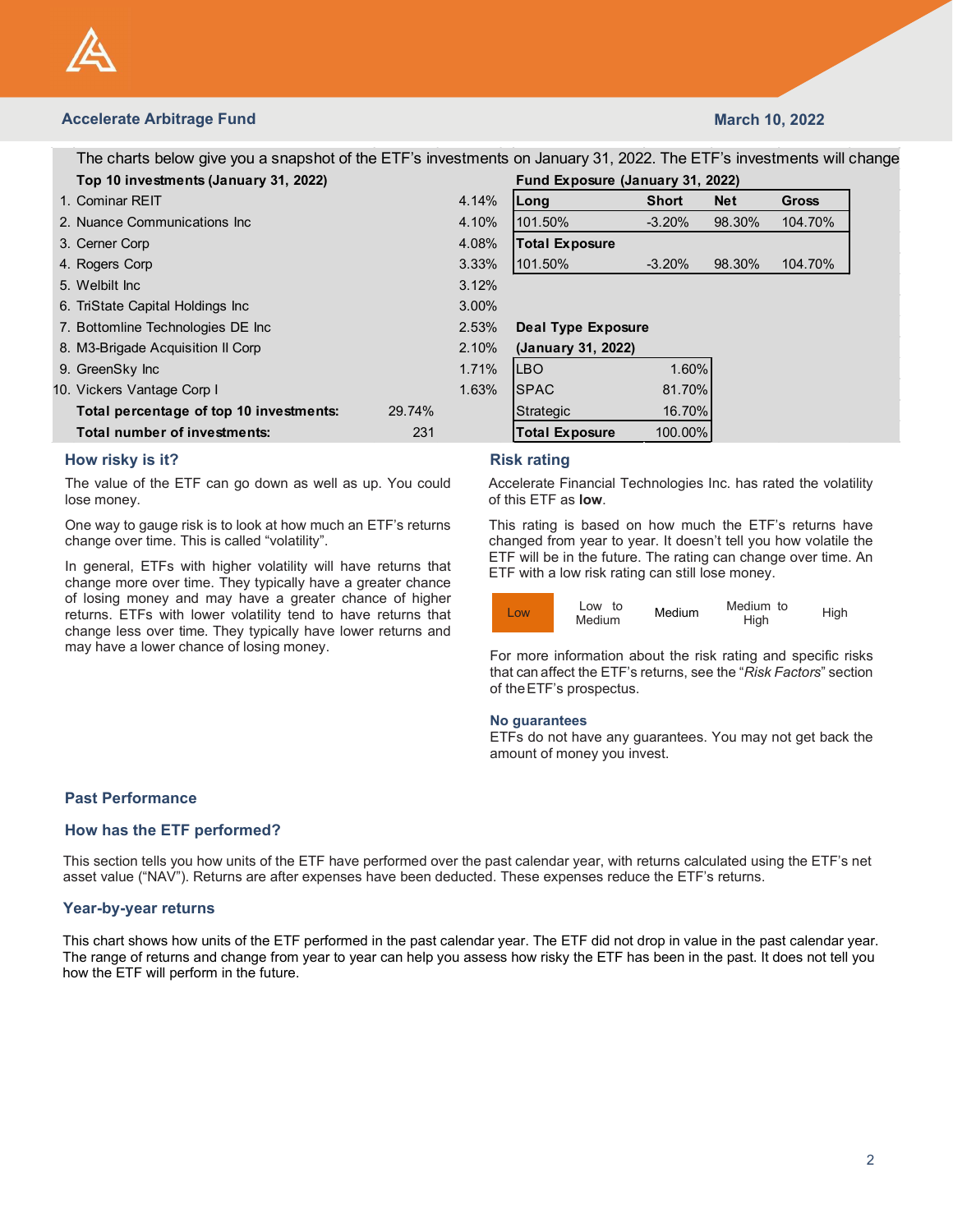Accelerate Arbitrage Fund

March 10, 2022

The charts below give you a snapshot of the ETF's investments on January 31, 2022. The ETF's investments will change

**Top 10 investments (January 31, 2022)**

| | Investment | % |
|---|---|---|
| 1. | Cominar REIT | 4.14% |
| 2. | Nuance Communications Inc | 4.10% |
| 3. | Cerner Corp | 4.08% |
| 4. | Rogers Corp | 3.33% |
| 5. | Welbilt Inc | 3.12% |
| 6. | TriState Capital Holdings Inc | 3.00% |
| 7. | Bottomline Technologies DE Inc | 2.53% |
| 8. | M3-Brigade Acquisition II Corp | 2.10% |
| 9. | GreenSky Inc | 1.71% |
| 10. | Vickers Vantage Corp I | 1.63% |
| | **Total percentage of top 10 investments:** | 29.74% |
| | **Total number of investments:** | 231 |

**Fund Exposure (January 31, 2022)**

| **Long** | **Short** | **Net** | **Gross** |
|---|---|---|---|
| 101.50% | -3.20% | 98.30% | 104.70% |
| **Total Exposure** | | | |
| 101.50% | -3.20% | 98.30% | 104.70% |

**Deal Type Exposure (January 31, 2022)**

| Deal Type | Exposure |
|---|---|
| LBO | 1.60% |
| SPAC | 81.70% |
| Strategic | 16.70% |
| **Total Exposure** | 100.00% |

## How risky is it?

The value of the ETF can go down as well as up. You could lose money.

One way to gauge risk is to look at how much an ETF's returns change over time. This is called "volatility".

In general, ETFs with higher volatility will have returns that change more over time. They typically have a greater chance of losing money and may have a greater chance of higher returns. ETFs with lower volatility tend to have returns that change less over time. They typically have lower returns and may have a lower chance of losing money.

## Risk rating

Accelerate Financial Technologies Inc. has rated the volatility of this ETF as **low**.

This rating is based on how much the ETF's returns have changed from year to year. It doesn't tell you how volatile the ETF will be in the future. The rating can change over time. An ETF with a low risk rating can still lose money.

| **Low** | Low to Medium | Medium | Medium to High | High |
|---|---|---|---|---|

For more information about the risk rating and specific risks that can affect the ETF's returns, see the "*Risk Factors*" section of the ETF's prospectus.

### No guarantees

ETFs do not have any guarantees. You may not get back the amount of money you invest.

## Past Performance

## How has the ETF performed?

This section tells you how units of the ETF have performed over the past calendar year, with returns calculated using the ETF's net asset value ("NAV"). Returns are after expenses have been deducted. These expenses reduce the ETF's returns.

### Year-by-year returns

This chart shows how units of the ETF performed in the past calendar year. The ETF did not drop in value in the past calendar year. The range of returns and change from year to year can help you assess how risky the ETF has been in the past. It does not tell you how the ETF will perform in the future.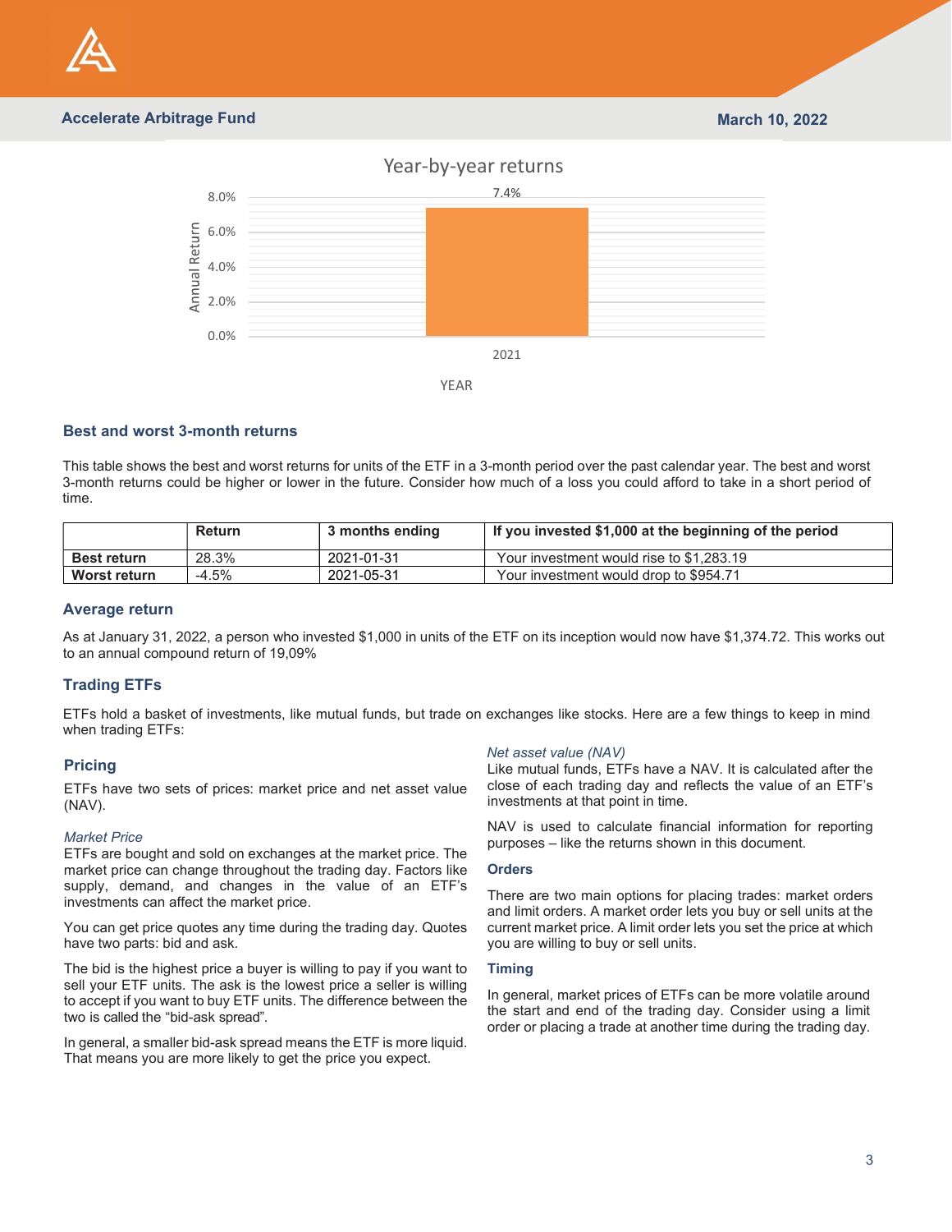**Accelerate Arbitrage Fund** | **March 10, 2022**

## Year-by-year returns

| YEAR | Annual Return |
|---|---|
| 2021 | 7.4% |

## Best and worst 3-month returns

This table shows the best and worst returns for units of the ETF in a 3-month period over the past calendar year. The best and worst 3-month returns could be higher or lower in the future. Consider how much of a loss you could afford to take in a short period of time.

| | Return | 3 months ending | If you invested $1,000 at the beginning of the period |
|---|---|---|---|
| **Best return** | 28.3% | 2021-01-31 | Your investment would rise to $1,283.19 |
| **Worst return** | -4.5% | 2021-05-31 | Your investment would drop to $954.71 |

## Average return

As at January 31, 2022, a person who invested $1,000 in units of the ETF on its inception would now have $1,374.72. This works out to an annual compound return of 19,09%

## Trading ETFs

ETFs hold a basket of investments, like mutual funds, but trade on exchanges like stocks. Here are a few things to keep in mind when trading ETFs:

### Pricing

ETFs have two sets of prices: market price and net asset value (NAV).

*Market Price*
ETFs are bought and sold on exchanges at the market price. The market price can change throughout the trading day. Factors like supply, demand, and changes in the value of an ETF's investments can affect the market price.

You can get price quotes any time during the trading day. Quotes have two parts: bid and ask.

The bid is the highest price a buyer is willing to pay if you want to sell your ETF units. The ask is the lowest price a seller is willing to accept if you want to buy ETF units. The difference between the two is called the "bid-ask spread".

In general, a smaller bid-ask spread means the ETF is more liquid. That means you are more likely to get the price you expect.

*Net asset value (NAV)*
Like mutual funds, ETFs have a NAV. It is calculated after the close of each trading day and reflects the value of an ETF's investments at that point in time.

NAV is used to calculate financial information for reporting purposes – like the returns shown in this document.

### Orders

There are two main options for placing trades: market orders and limit orders. A market order lets you buy or sell units at the current market price. A limit order lets you set the price at which you are willing to buy or sell units.

### Timing

In general, market prices of ETFs can be more volatile around the start and end of the trading day. Consider using a limit order or placing a trade at another time during the trading day.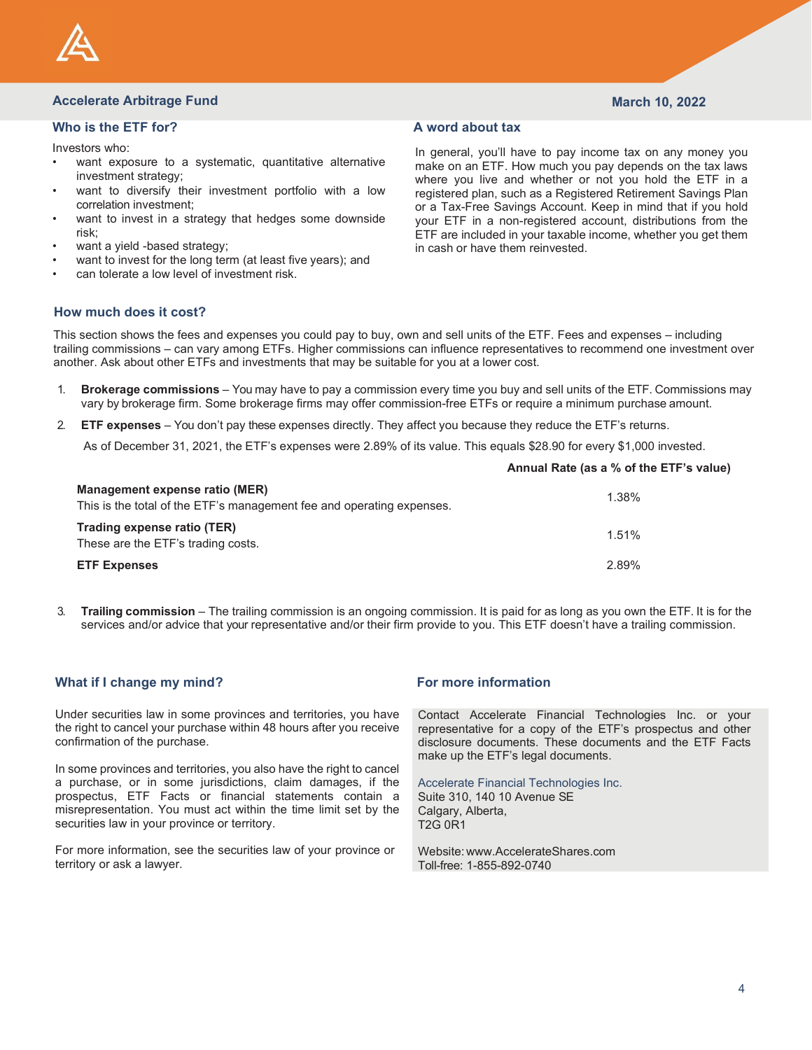**Accelerate Arbitrage Fund** — **March 10, 2022**

## Who is the ETF for?

Investors who:

- want exposure to a systematic, quantitative alternative investment strategy;
- want to diversify their investment portfolio with a low correlation investment;
- want to invest in a strategy that hedges some downside risk;
- want a yield -based strategy;
- want to invest for the long term (at least five years); and
- can tolerate a low level of investment risk.

## A word about tax

In general, you'll have to pay income tax on any money you make on an ETF. How much you pay depends on the tax laws where you live and whether or not you hold the ETF in a registered plan, such as a Registered Retirement Savings Plan or a Tax-Free Savings Account. Keep in mind that if you hold your ETF in a non-registered account, distributions from the ETF are included in your taxable income, whether you get them in cash or have them reinvested.

## How much does it cost?

This section shows the fees and expenses you could pay to buy, own and sell units of the ETF. Fees and expenses – including trailing commissions – can vary among ETFs. Higher commissions can influence representatives to recommend one investment over another. Ask about other ETFs and investments that may be suitable for you at a lower cost.

1. **Brokerage commissions** – You may have to pay a commission every time you buy and sell units of the ETF. Commissions may vary by brokerage firm. Some brokerage firms may offer commission-free ETFs or require a minimum purchase amount.

2. **ETF expenses** – You don't pay these expenses directly. They affect you because they reduce the ETF's returns.

   As of December 31, 2021, the ETF's expenses were 2.89% of its value. This equals $28.90 for every $1,000 invested.

| | Annual Rate (as a % of the ETF's value) |
|---|---|
| **Management expense ratio (MER)**<br>This is the total of the ETF's management fee and operating expenses. | 1.38% |
| **Trading expense ratio (TER)**<br>These are the ETF's trading costs. | 1.51% |
| **ETF Expenses** | 2.89% |

3. **Trailing commission** – The trailing commission is an ongoing commission. It is paid for as long as you own the ETF. It is for the services and/or advice that your representative and/or their firm provide to you. This ETF doesn't have a trailing commission.

## What if I change my mind?

Under securities law in some provinces and territories, you have the right to cancel your purchase within 48 hours after you receive confirmation of the purchase.

In some provinces and territories, you also have the right to cancel a purchase, or in some jurisdictions, claim damages, if the prospectus, ETF Facts or financial statements contain a misrepresentation. You must act within the time limit set by the securities law in your province or territory.

For more information, see the securities law of your province or territory or ask a lawyer.

## For more information

Contact Accelerate Financial Technologies Inc. or your representative for a copy of the ETF's prospectus and other disclosure documents. These documents and the ETF Facts make up the ETF's legal documents.

Accelerate Financial Technologies Inc.
Suite 310, 140 10 Avenue SE
Calgary, Alberta,
T2G 0R1

Website: www.AccelerateShares.com
Toll-free: 1-855-892-0740